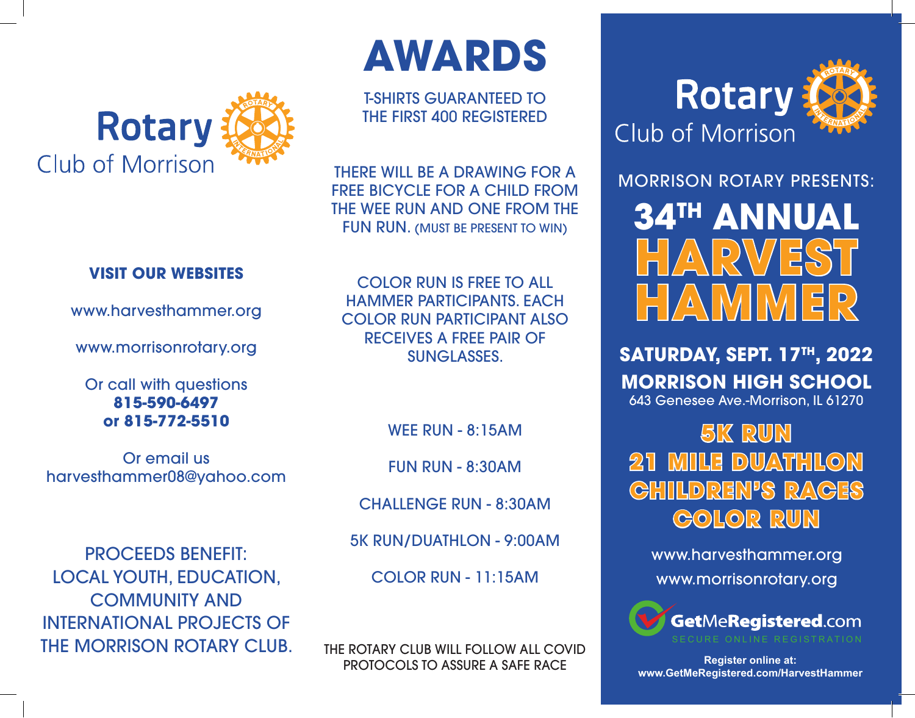**Rotary** Club of Morrison

### VISIT OUR WEBSITES

www.harvesthammer.org

www.morrisonrotary.org

Or call with questions
**815-590-6497**
**or 815-772-5510**

Or email us
harvesthammer08@yahoo.com

PROCEEDS BENEFIT:
LOCAL YOUTH, EDUCATION, COMMUNITY AND INTERNATIONAL PROJECTS OF THE MORRISON ROTARY CLUB.

# AWARDS

T-SHIRTS GUARANTEED TO THE FIRST 400 REGISTERED

THERE WILL BE A DRAWING FOR A FREE BICYCLE FOR A CHILD FROM THE WEE RUN AND ONE FROM THE FUN RUN. (MUST BE PRESENT TO WIN)

COLOR RUN IS FREE TO ALL HAMMER PARTICIPANTS. EACH COLOR RUN PARTICIPANT ALSO RECEIVES A FREE PAIR OF SUNGLASSES.

WEE RUN - 8:15AM

FUN RUN - 8:30AM

CHALLENGE RUN - 8:30AM

5K RUN/DUATHLON - 9:00AM

COLOR RUN - 11:15AM

THE ROTARY CLUB WILL FOLLOW ALL COVID PROTOCOLS TO ASSURE A SAFE RACE

**Rotary** Club of Morrison

MORRISON ROTARY PRESENTS:

# 34TH ANNUAL HARVEST HAMMER

**SATURDAY, SEPT. 17TH, 2022**
**MORRISON HIGH SCHOOL**
643 Genesee Ave.-Morrison, IL 61270

## 5K RUN
## 21 MILE DUATHLON
## CHILDREN'S RACES
## COLOR RUN

www.harvesthammer.org
www.morrisonrotary.org

**GetMeRegistered.com**
SECURE ONLINE REGISTRATION

**Register online at:**
**www.GetMeRegistered.com/HarvestHammer**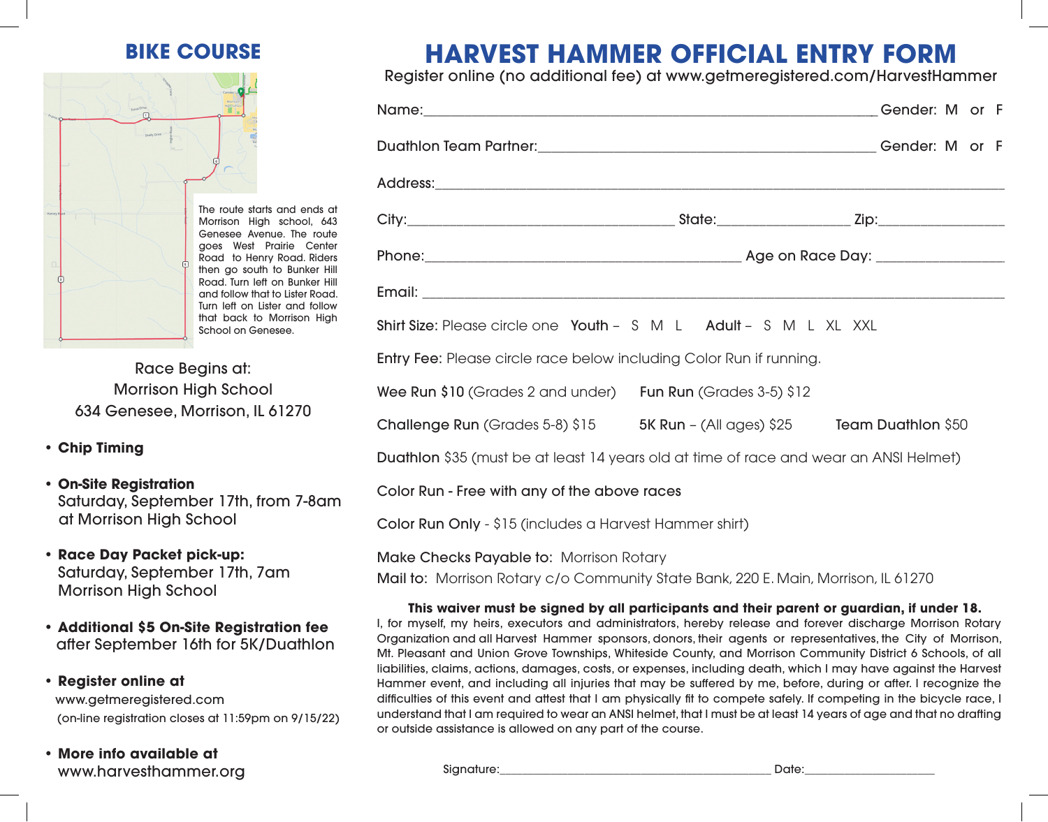## BIKE COURSE

The route starts and ends at Morrison High school, 643 Genesee Avenue. The route goes West Prairie Center Road to Henry Road. Riders then go south to Bunker Hill Road. Turn left on Bunker Hill and follow that to Lister Road. Turn left on Lister and follow that back to Morrison High School on Genesee.

Race Begins at:
Morrison High School
634 Genesee, Morrison, IL 61270

- **Chip Timing**
- **On-Site Registration**
  Saturday, September 17th, from 7-8am at Morrison High School
- **Race Day Packet pick-up:**
  Saturday, September 17th, 7am
  Morrison High School
- **Additional $5 On-Site Registration fee** after September 16th for 5K/Duathlon
- **Register online at**
  www.getmeregistered.com
  (on-line registration closes at 11:59pm on 9/15/22)
- **More info available at**
  www.harvesthammer.org

# HARVEST HAMMER OFFICIAL ENTRY FORM

Register online (no additional fee) at www.getmeregistered.com/HarvestHammer

Name:\_\_\_\_\_\_\_\_\_\_\_\_\_\_\_\_\_\_\_\_\_\_\_\_\_\_\_\_\_\_ Gender: M or F

Duathlon Team Partner:\_\_\_\_\_\_\_\_\_\_\_\_\_\_\_\_\_\_\_\_\_\_\_\_\_\_\_\_ Gender: M or F

Address:\_\_\_\_\_\_\_\_\_\_\_\_\_\_\_\_\_\_\_\_\_\_\_\_\_\_\_\_\_\_\_\_\_\_\_\_\_\_\_\_

City:\_\_\_\_\_\_\_\_\_\_\_\_\_\_\_\_\_\_\_\_ State:\_\_\_\_\_\_\_\_\_\_\_\_ Zip:\_\_\_\_\_\_\_\_\_\_\_\_

Phone:\_\_\_\_\_\_\_\_\_\_\_\_\_\_\_\_\_\_\_\_\_\_\_\_\_\_ Age on Race Day: \_\_\_\_\_\_\_\_\_\_\_\_

Email: \_\_\_\_\_\_\_\_\_\_\_\_\_\_\_\_\_\_\_\_\_\_\_\_\_\_\_\_\_\_\_\_\_\_\_\_\_\_\_\_

Shirt Size: Please circle one Youth – S M L Adult – S M L XL XXL

Entry Fee: Please circle race below including Color Run if running.

Wee Run $10 (Grades 2 and under) Fun Run (Grades 3-5) $12

Challenge Run (Grades 5-8) $15 5K Run – (All ages) $25 Team Duathlon $50

Duathlon $35 (must be at least 14 years old at time of race and wear an ANSI Helmet)

Color Run - Free with any of the above races

Color Run Only - $15 (includes a Harvest Hammer shirt)

Make Checks Payable to: Morrison Rotary
Mail to: Morrison Rotary c/o Community State Bank, 220 E. Main, Morrison, IL 61270

**This waiver must be signed by all participants and their parent or guardian, if under 18.**

I, for myself, my heirs, executors and administrators, hereby release and forever discharge Morrison Rotary Organization and all Harvest Hammer sponsors, donors, their agents or representatives, the City of Morrison, Mt. Pleasant and Union Grove Townships, Whiteside County, and Morrison Community District 6 Schools, of all liabilities, claims, actions, damages, costs, or expenses, including death, which I may have against the Harvest Hammer event, and including all injuries that may be suffered by me, before, during or after. I recognize the difficulties of this event and attest that I am physically fit to compete safely. If competing in the bicycle race, I understand that I am required to wear an ANSI helmet, that I must be at least 14 years of age and that no drafting or outside assistance is allowed on any part of the course.

Signature:\_\_\_\_\_\_\_\_\_\_\_\_\_\_\_\_\_\_\_\_\_\_\_\_\_\_ Date:\_\_\_\_\_\_\_\_\_\_\_\_